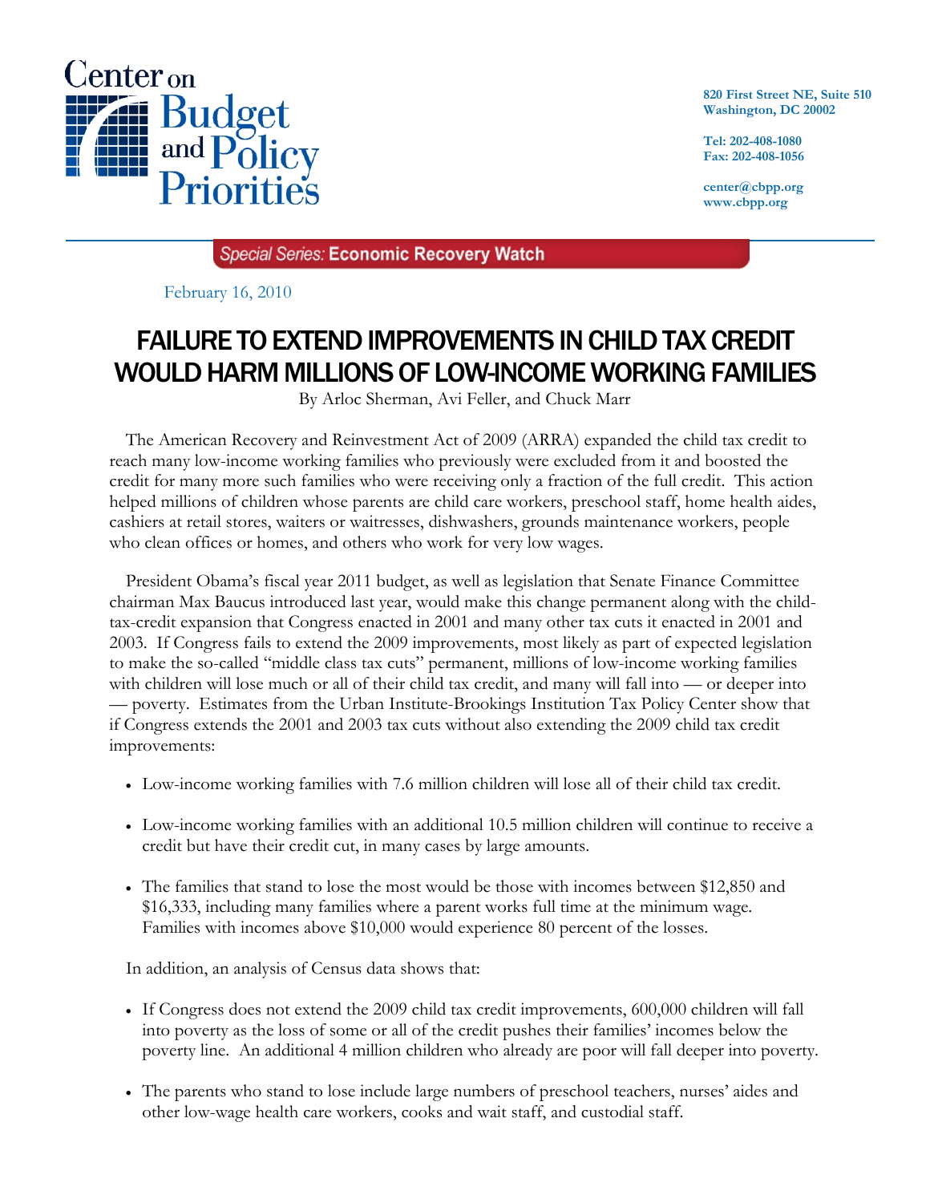Center on Budget and Policy Priorities

820 First Street NE, Suite 510
Washington, DC 20002

Tel: 202-408-1080
Fax: 202-408-1056

center@cbpp.org
www.cbpp.org

*Special Series:* **Economic Recovery Watch**

February 16, 2010

# FAILURE TO EXTEND IMPROVEMENTS IN CHILD TAX CREDIT WOULD HARM MILLIONS OF LOW-INCOME WORKING FAMILIES

By Arloc Sherman, Avi Feller, and Chuck Marr

The American Recovery and Reinvestment Act of 2009 (ARRA) expanded the child tax credit to reach many low-income working families who previously were excluded from it and boosted the credit for many more such families who were receiving only a fraction of the full credit. This action helped millions of children whose parents are child care workers, preschool staff, home health aides, cashiers at retail stores, waiters or waitresses, dishwashers, grounds maintenance workers, people who clean offices or homes, and others who work for very low wages.

President Obama's fiscal year 2011 budget, as well as legislation that Senate Finance Committee chairman Max Baucus introduced last year, would make this change permanent along with the child-tax-credit expansion that Congress enacted in 2001 and many other tax cuts it enacted in 2001 and 2003. If Congress fails to extend the 2009 improvements, most likely as part of expected legislation to make the so-called "middle class tax cuts" permanent, millions of low-income working families with children will lose much or all of their child tax credit, and many will fall into — or deeper into — poverty. Estimates from the Urban Institute-Brookings Institution Tax Policy Center show that if Congress extends the 2001 and 2003 tax cuts without also extending the 2009 child tax credit improvements:

- Low-income working families with 7.6 million children will lose all of their child tax credit.
- Low-income working families with an additional 10.5 million children will continue to receive a credit but have their credit cut, in many cases by large amounts.
- The families that stand to lose the most would be those with incomes between $12,850 and $16,333, including many families where a parent works full time at the minimum wage. Families with incomes above $10,000 would experience 80 percent of the losses.

In addition, an analysis of Census data shows that:

- If Congress does not extend the 2009 child tax credit improvements, 600,000 children will fall into poverty as the loss of some or all of the credit pushes their families' incomes below the poverty line. An additional 4 million children who already are poor will fall deeper into poverty.
- The parents who stand to lose include large numbers of preschool teachers, nurses' aides and other low-wage health care workers, cooks and wait staff, and custodial staff.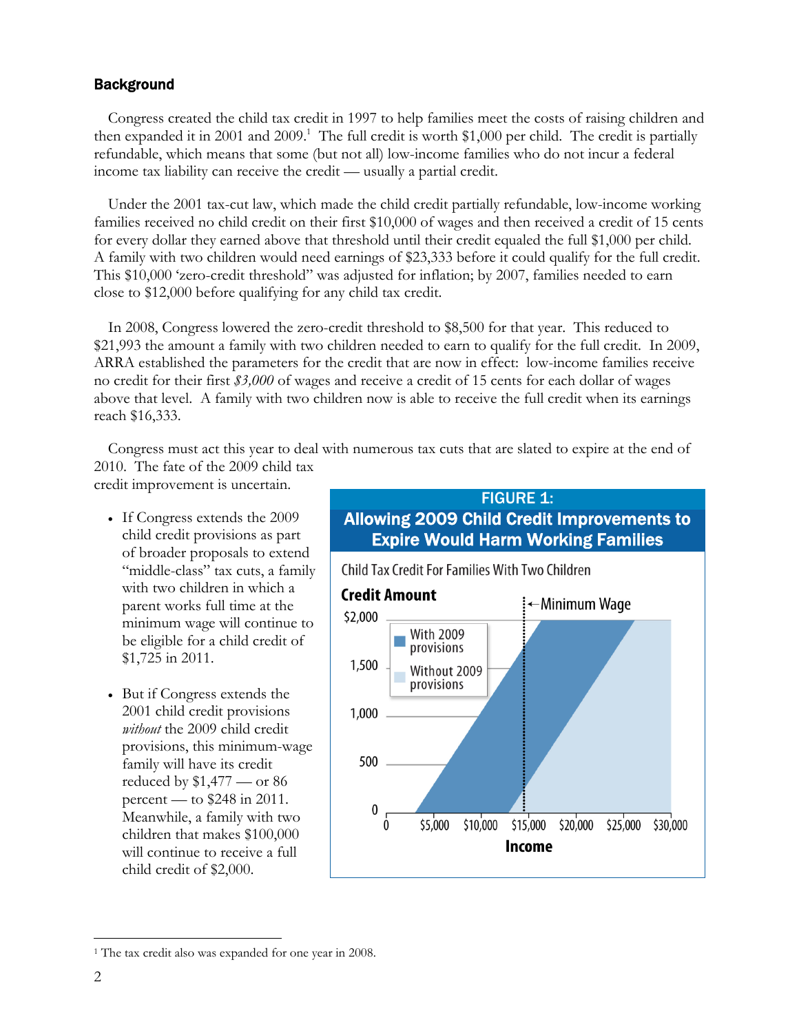### Background

Congress created the child tax credit in 1997 to help families meet the costs of raising children and then expanded it in 2001 and 2009.[1] The full credit is worth $1,000 per child. The credit is partially refundable, which means that some (but not all) low-income families who do not incur a federal income tax liability can receive the credit — usually a partial credit.

Under the 2001 tax-cut law, which made the child credit partially refundable, low-income working families received no child credit on their first $10,000 of wages and then received a credit of 15 cents for every dollar they earned above that threshold until their credit equaled the full $1,000 per child. A family with two children would need earnings of $23,333 before it could qualify for the full credit. This $10,000 'zero-credit threshold" was adjusted for inflation; by 2007, families needed to earn close to $12,000 before qualifying for any child tax credit.

In 2008, Congress lowered the zero-credit threshold to $8,500 for that year. This reduced to $21,993 the amount a family with two children needed to earn to qualify for the full credit. In 2009, ARRA established the parameters for the credit that are now in effect: low-income families receive no credit for their first *$3,000* of wages and receive a credit of 15 cents for each dollar of wages above that level. A family with two children now is able to receive the full credit when its earnings reach $16,333.

Congress must act this year to deal with numerous tax cuts that are slated to expire at the end of 2010. The fate of the 2009 child tax credit improvement is uncertain.

- If Congress extends the 2009 child credit provisions as part of broader proposals to extend "middle-class" tax cuts, a family with two children in which a parent works full time at the minimum wage will continue to be eligible for a child credit of $1,725 in 2011.
- But if Congress extends the 2001 child credit provisions *without* the 2009 child credit provisions, this minimum-wage family will have its credit reduced by $1,477 — or 86 percent — to $248 in 2011. Meanwhile, a family with two children that makes $100,000 will continue to receive a full child credit of $2,000.

**FIGURE 1:**
**Allowing 2009 Child Credit Improvements to Expire Would Harm Working Families**

Child Tax Credit For Families With Two Children

[1] The tax credit also was expanded for one year in 2008.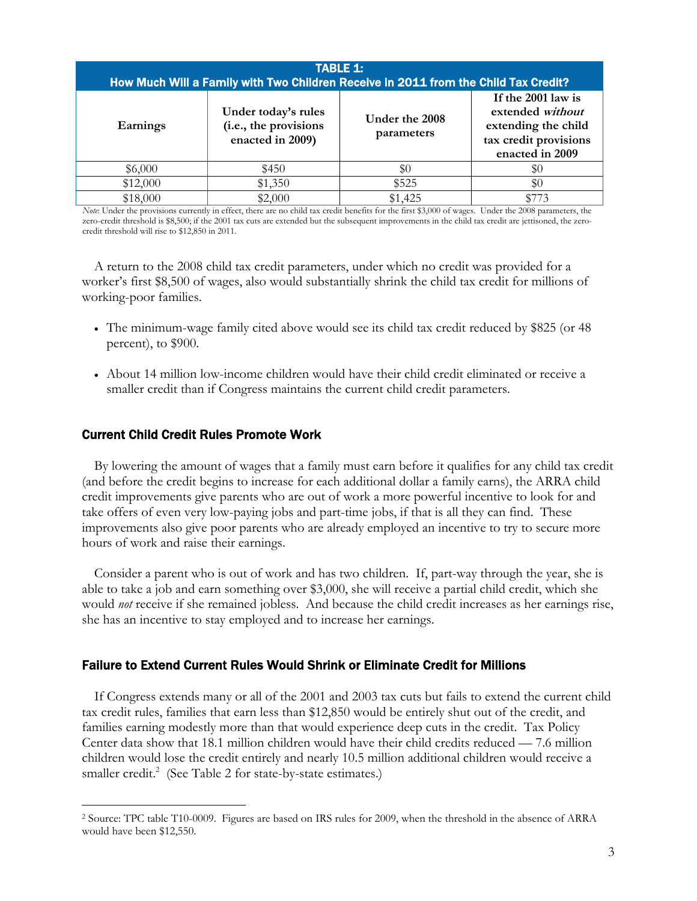**TABLE 1:**
**How Much Will a Family with Two Children Receive in 2011 from the Child Tax Credit?**

| Earnings | Under today's rules (i.e., the provisions enacted in 2009) | Under the 2008 parameters | If the 2001 law is extended *without* extending the child tax credit provisions enacted in 2009 |
|---|---|---|---|
| $6,000 | $450 | $0 | $0 |
| $12,000 | $1,350 | $525 | $0 |
| $18,000 | $2,000 | $1,425 | $773 |

*Note*: Under the provisions currently in effect, there are no child tax credit benefits for the first $3,000 of wages. Under the 2008 parameters, the zero-credit threshold is $8,500; if the 2001 tax cuts are extended but the subsequent improvements in the child tax credit are jettisoned, the zero-credit threshold will rise to $12,850 in 2011.

A return to the 2008 child tax credit parameters, under which no credit was provided for a worker's first $8,500 of wages, also would substantially shrink the child tax credit for millions of working-poor families.

- The minimum-wage family cited above would see its child tax credit reduced by $825 (or 48 percent), to $900.
- About 14 million low-income children would have their child credit eliminated or receive a smaller credit than if Congress maintains the current child credit parameters.

## Current Child Credit Rules Promote Work

By lowering the amount of wages that a family must earn before it qualifies for any child tax credit (and before the credit begins to increase for each additional dollar a family earns), the ARRA child credit improvements give parents who are out of work a more powerful incentive to look for and take offers of even very low-paying jobs and part-time jobs, if that is all they can find. These improvements also give poor parents who are already employed an incentive to try to secure more hours of work and raise their earnings.

Consider a parent who is out of work and has two children. If, part-way through the year, she is able to take a job and earn something over $3,000, she will receive a partial child credit, which she would *not* receive if she remained jobless. And because the child credit increases as her earnings rise, she has an incentive to stay employed and to increase her earnings.

## Failure to Extend Current Rules Would Shrink or Eliminate Credit for Millions

If Congress extends many or all of the 2001 and 2003 tax cuts but fails to extend the current child tax credit rules, families that earn less than $12,850 would be entirely shut out of the credit, and families earning modestly more than that would experience deep cuts in the credit. Tax Policy Center data show that 18.1 million children would have their child credits reduced — 7.6 million children would lose the credit entirely and nearly 10.5 million additional children would receive a smaller credit.[2] (See Table 2 for state-by-state estimates.)

[2] Source: TPC table T10-0009. Figures are based on IRS rules for 2009, when the threshold in the absence of ARRA would have been $12,550.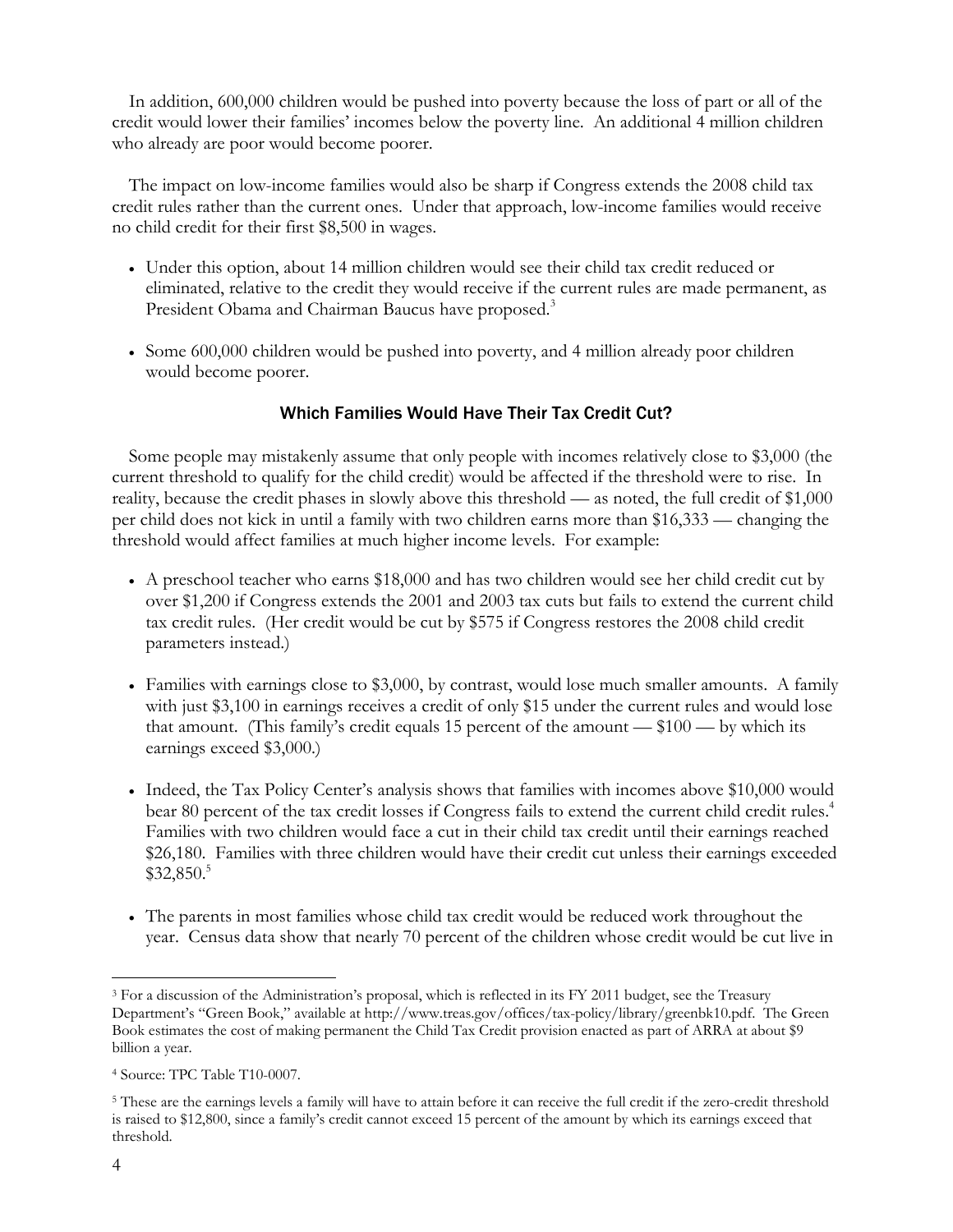In addition, 600,000 children would be pushed into poverty because the loss of part or all of the credit would lower their families' incomes below the poverty line. An additional 4 million children who already are poor would become poorer.

The impact on low-income families would also be sharp if Congress extends the 2008 child tax credit rules rather than the current ones. Under that approach, low-income families would receive no child credit for their first $8,500 in wages.

- Under this option, about 14 million children would see their child tax credit reduced or eliminated, relative to the credit they would receive if the current rules are made permanent, as President Obama and Chairman Baucus have proposed.[3]
- Some 600,000 children would be pushed into poverty, and 4 million already poor children would become poorer.

### Which Families Would Have Their Tax Credit Cut?

Some people may mistakenly assume that only people with incomes relatively close to $3,000 (the current threshold to qualify for the child credit) would be affected if the threshold were to rise. In reality, because the credit phases in slowly above this threshold — as noted, the full credit of $1,000 per child does not kick in until a family with two children earns more than $16,333 — changing the threshold would affect families at much higher income levels. For example:

- A preschool teacher who earns $18,000 and has two children would see her child credit cut by over $1,200 if Congress extends the 2001 and 2003 tax cuts but fails to extend the current child tax credit rules. (Her credit would be cut by $575 if Congress restores the 2008 child credit parameters instead.)
- Families with earnings close to $3,000, by contrast, would lose much smaller amounts. A family with just $3,100 in earnings receives a credit of only $15 under the current rules and would lose that amount. (This family's credit equals 15 percent of the amount — $100 — by which its earnings exceed $3,000.)
- Indeed, the Tax Policy Center's analysis shows that families with incomes above $10,000 would bear 80 percent of the tax credit losses if Congress fails to extend the current child credit rules.[4] Families with two children would face a cut in their child tax credit until their earnings reached $26,180. Families with three children would have their credit cut unless their earnings exceeded $32,850.[5]
- The parents in most families whose child tax credit would be reduced work throughout the year. Census data show that nearly 70 percent of the children whose credit would be cut live in

---

[3] For a discussion of the Administration's proposal, which is reflected in its FY 2011 budget, see the Treasury Department's "Green Book," available at http://www.treas.gov/offices/tax-policy/library/greenbk10.pdf. The Green Book estimates the cost of making permanent the Child Tax Credit provision enacted as part of ARRA at about $9 billion a year.

[4] Source: TPC Table T10-0007.

[5] These are the earnings levels a family will have to attain before it can receive the full credit if the zero-credit threshold is raised to $12,800, since a family's credit cannot exceed 15 percent of the amount by which its earnings exceed that threshold.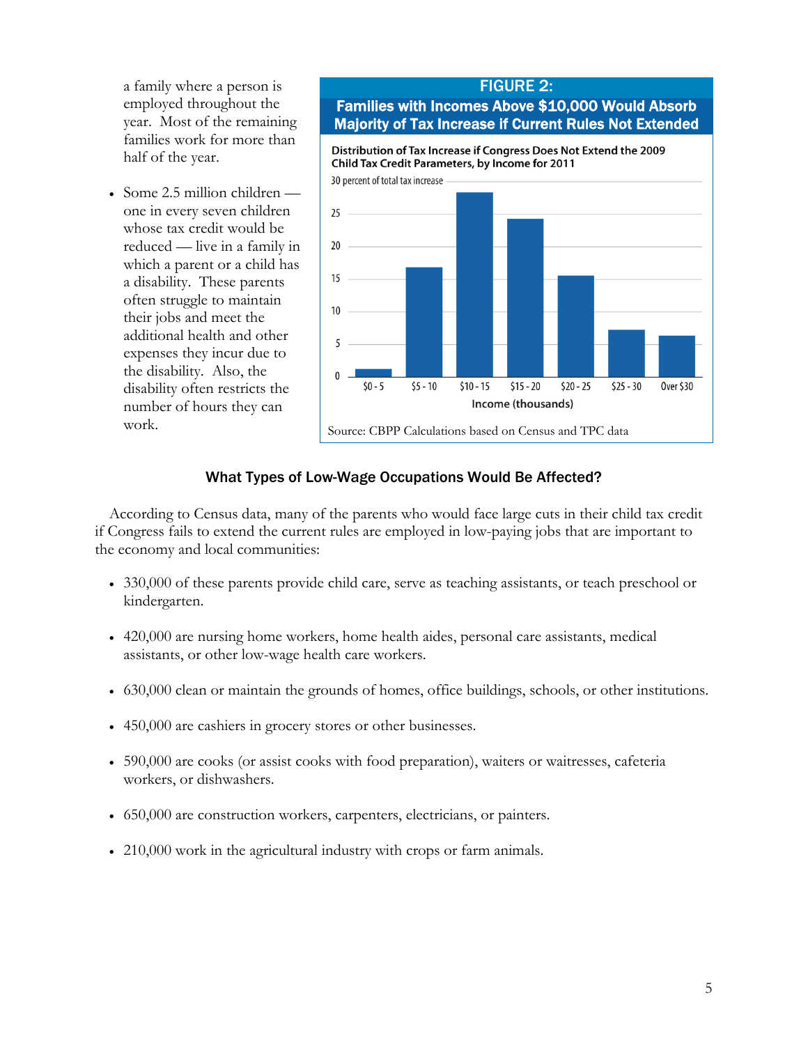a family where a person is employed throughout the year. Most of the remaining families work for more than half of the year.

- Some 2.5 million children — one in every seven children whose tax credit would be reduced — live in a family in which a parent or a child has a disability. These parents often struggle to maintain their jobs and meet the additional health and other expenses they incur due to the disability. Also, the disability often restricts the number of hours they can work.

**FIGURE 2:**
**Families with Incomes Above $10,000 Would Absorb Majority of Tax Increase if Current Rules Not Extended**

**Distribution of Tax Increase if Congress Does Not Extend the 2009 Child Tax Credit Parameters, by Income for 2011**

30 percent of total tax increase

| Income (thousands) | $0 - 5 | $5 - 10 | $10 - 15 | $15 - 20 | $20 - 25 | $25 - 30 | Over $30 |
|---|---|---|---|---|---|---|---|

Source: CBPP Calculations based on Census and TPC data

### What Types of Low-Wage Occupations Would Be Affected?

According to Census data, many of the parents who would face large cuts in their child tax credit if Congress fails to extend the current rules are employed in low-paying jobs that are important to the economy and local communities:

- 330,000 of these parents provide child care, serve as teaching assistants, or teach preschool or kindergarten.
- 420,000 are nursing home workers, home health aides, personal care assistants, medical assistants, or other low-wage health care workers.
- 630,000 clean or maintain the grounds of homes, office buildings, schools, or other institutions.
- 450,000 are cashiers in grocery stores or other businesses.
- 590,000 are cooks (or assist cooks with food preparation), waiters or waitresses, cafeteria workers, or dishwashers.
- 650,000 are construction workers, carpenters, electricians, or painters.
- 210,000 work in the agricultural industry with crops or farm animals.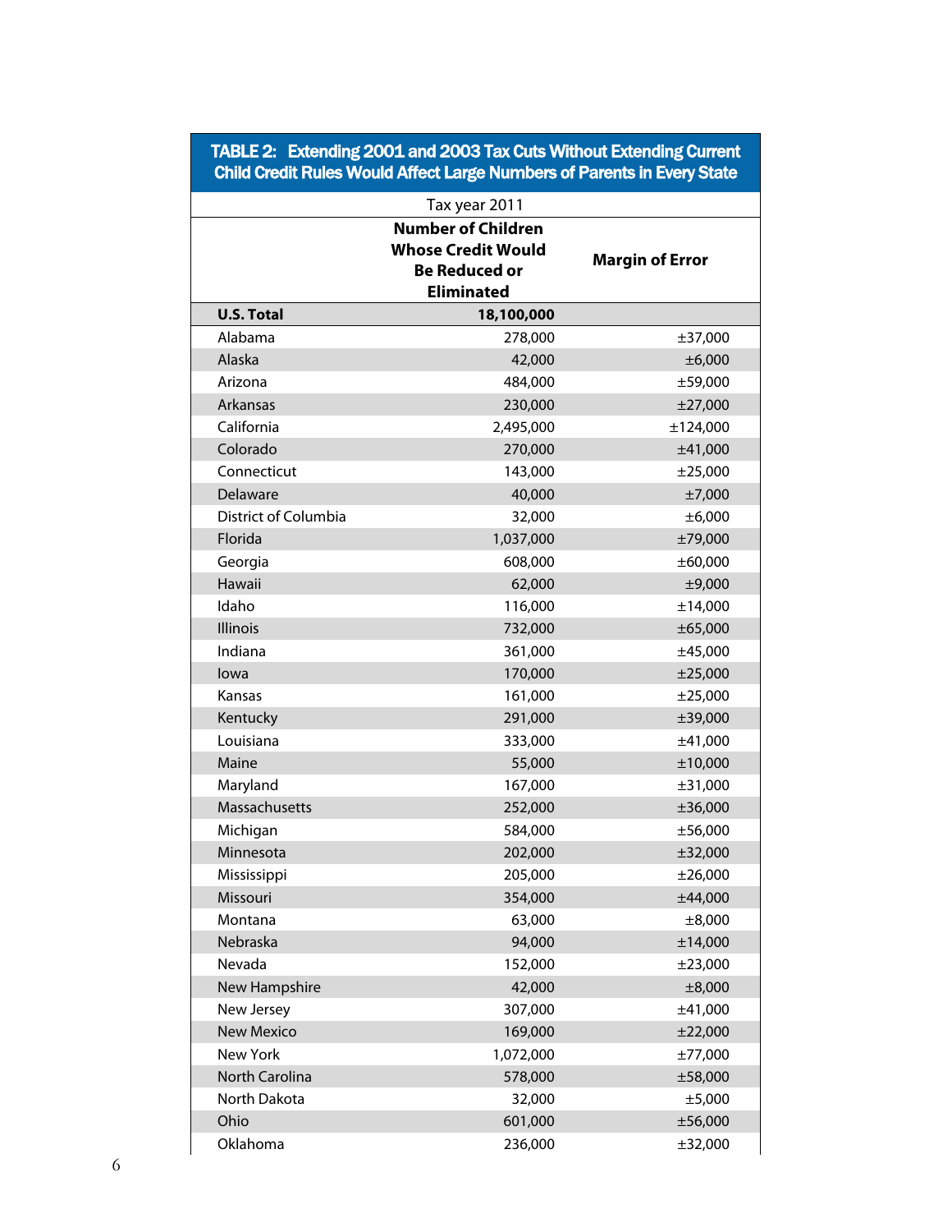**TABLE 2: Extending 2001 and 2003 Tax Cuts Without Extending Current Child Credit Rules Would Affect Large Numbers of Parents in Every State**

| Tax year 2011 | | |
|---|---|---|
| | **Number of Children Whose Credit Would Be Reduced or Eliminated** | **Margin of Error** |
| **U.S. Total** | **18,100,000** | |
| Alabama | 278,000 | ±37,000 |
| Alaska | 42,000 | ±6,000 |
| Arizona | 484,000 | ±59,000 |
| Arkansas | 230,000 | ±27,000 |
| California | 2,495,000 | ±124,000 |
| Colorado | 270,000 | ±41,000 |
| Connecticut | 143,000 | ±25,000 |
| Delaware | 40,000 | ±7,000 |
| District of Columbia | 32,000 | ±6,000 |
| Florida | 1,037,000 | ±79,000 |
| Georgia | 608,000 | ±60,000 |
| Hawaii | 62,000 | ±9,000 |
| Idaho | 116,000 | ±14,000 |
| Illinois | 732,000 | ±65,000 |
| Indiana | 361,000 | ±45,000 |
| Iowa | 170,000 | ±25,000 |
| Kansas | 161,000 | ±25,000 |
| Kentucky | 291,000 | ±39,000 |
| Louisiana | 333,000 | ±41,000 |
| Maine | 55,000 | ±10,000 |
| Maryland | 167,000 | ±31,000 |
| Massachusetts | 252,000 | ±36,000 |
| Michigan | 584,000 | ±56,000 |
| Minnesota | 202,000 | ±32,000 |
| Mississippi | 205,000 | ±26,000 |
| Missouri | 354,000 | ±44,000 |
| Montana | 63,000 | ±8,000 |
| Nebraska | 94,000 | ±14,000 |
| Nevada | 152,000 | ±23,000 |
| New Hampshire | 42,000 | ±8,000 |
| New Jersey | 307,000 | ±41,000 |
| New Mexico | 169,000 | ±22,000 |
| New York | 1,072,000 | ±77,000 |
| North Carolina | 578,000 | ±58,000 |
| North Dakota | 32,000 | ±5,000 |
| Ohio | 601,000 | ±56,000 |
| Oklahoma | 236,000 | ±32,000 |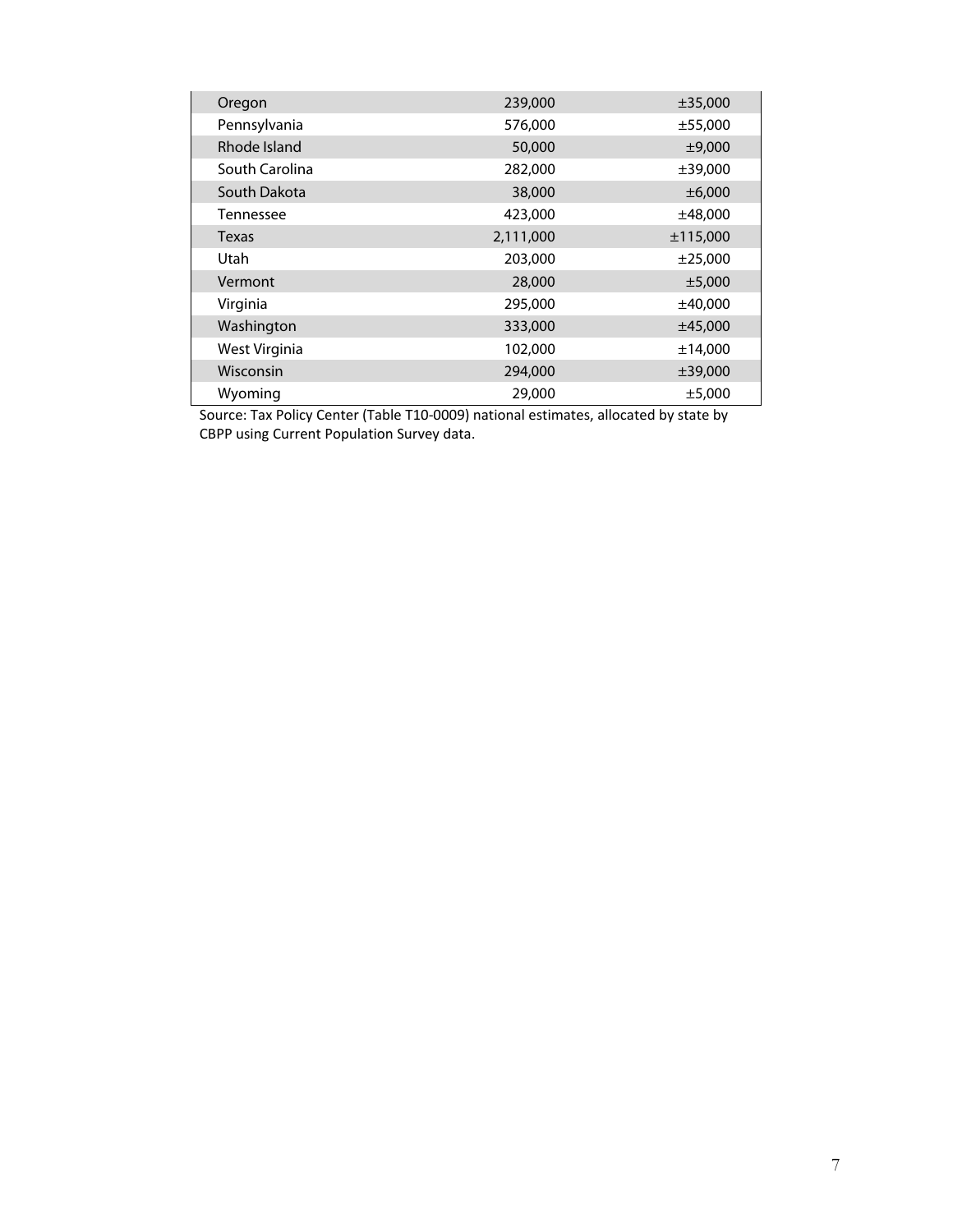| | | |
|---|---|---|
| Oregon | 239,000 | ±35,000 |
| Pennsylvania | 576,000 | ±55,000 |
| Rhode Island | 50,000 | ±9,000 |
| South Carolina | 282,000 | ±39,000 |
| South Dakota | 38,000 | ±6,000 |
| Tennessee | 423,000 | ±48,000 |
| Texas | 2,111,000 | ±115,000 |
| Utah | 203,000 | ±25,000 |
| Vermont | 28,000 | ±5,000 |
| Virginia | 295,000 | ±40,000 |
| Washington | 333,000 | ±45,000 |
| West Virginia | 102,000 | ±14,000 |
| Wisconsin | 294,000 | ±39,000 |
| Wyoming | 29,000 | ±5,000 |

Source: Tax Policy Center (Table T10-0009) national estimates, allocated by state by CBPP using Current Population Survey data.